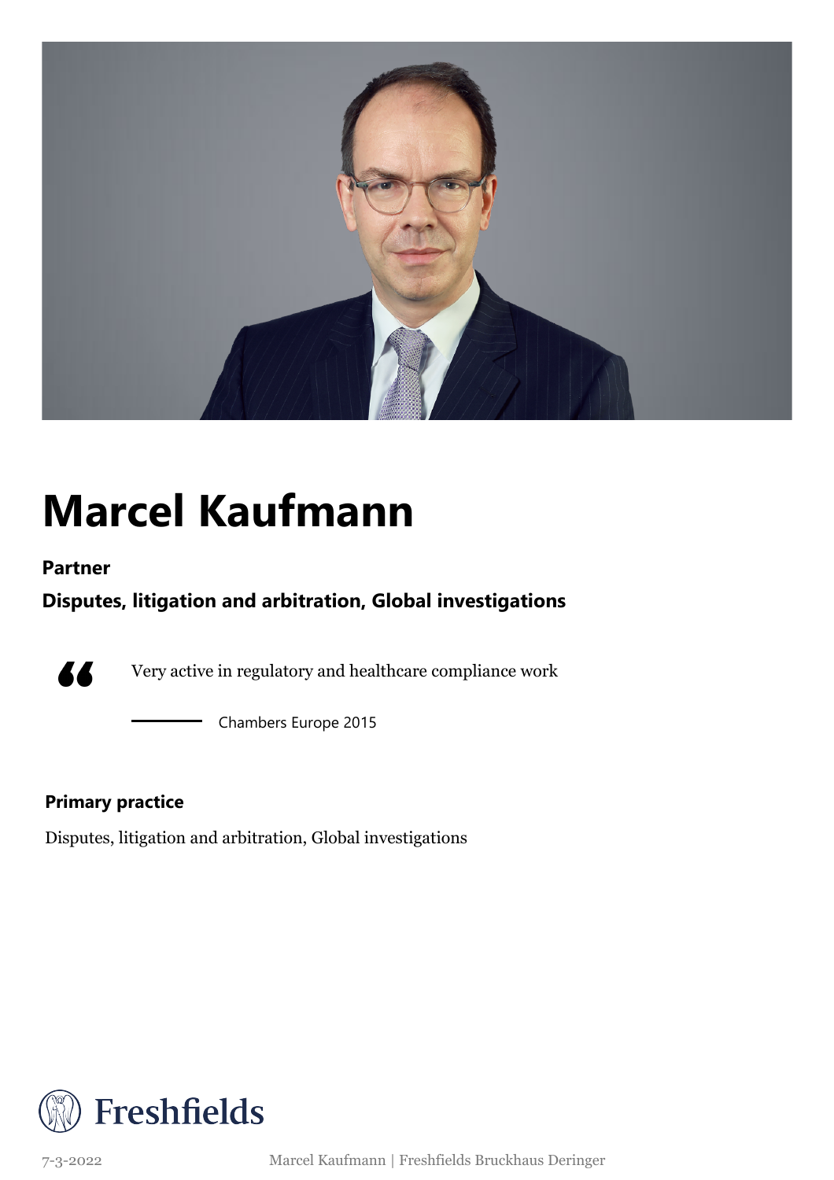# Marcel Kaufmann

**Partner**

**Disputes, litigation and arbitration, Global investigations**

> Very active in regulatory and healthcare compliance work
>
> — Chambers Europe 2015

**Primary practice**

Disputes, litigation and arbitration, Global investigations

Freshfields

7-3-2022 Marcel Kaufmann | Freshfields Bruckhaus Deringer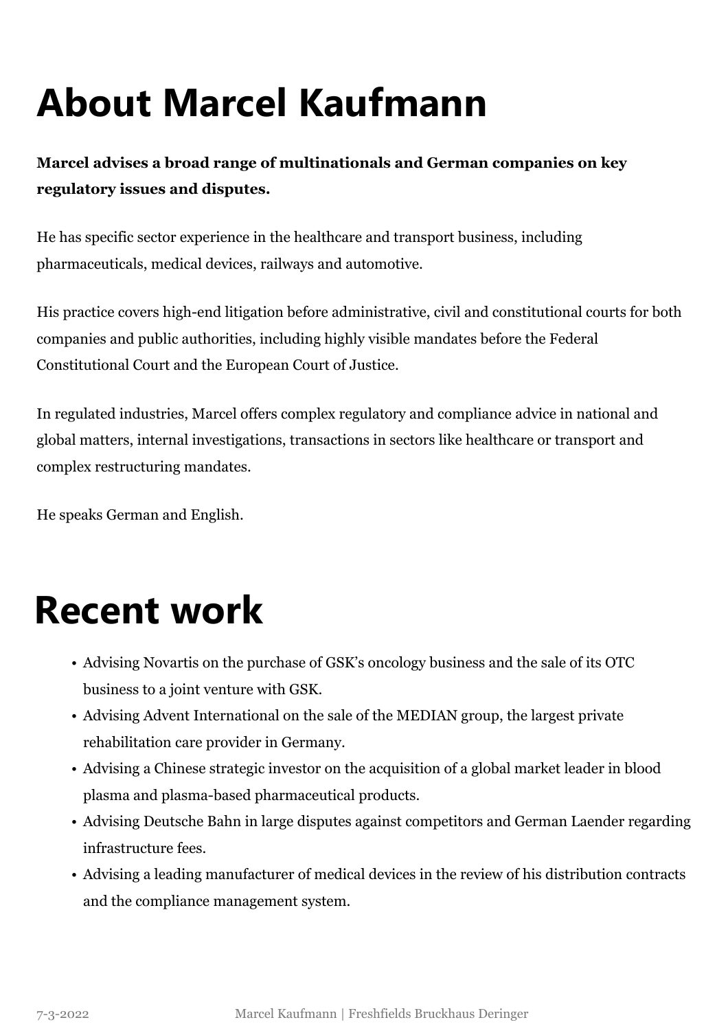# About Marcel Kaufmann

**Marcel advises a broad range of multinationals and German companies on key regulatory issues and disputes.**

He has specific sector experience in the healthcare and transport business, including pharmaceuticals, medical devices, railways and automotive.

His practice covers high-end litigation before administrative, civil and constitutional courts for both companies and public authorities, including highly visible mandates before the Federal Constitutional Court and the European Court of Justice.

In regulated industries, Marcel offers complex regulatory and compliance advice in national and global matters, internal investigations, transactions in sectors like healthcare or transport and complex restructuring mandates.

He speaks German and English.

# Recent work

- Advising Novartis on the purchase of GSK's oncology business and the sale of its OTC business to a joint venture with GSK.
- Advising Advent International on the sale of the MEDIAN group, the largest private rehabilitation care provider in Germany.
- Advising a Chinese strategic investor on the acquisition of a global market leader in blood plasma and plasma-based pharmaceutical products.
- Advising Deutsche Bahn in large disputes against competitors and German Laender regarding infrastructure fees.
- Advising a leading manufacturer of medical devices in the review of his distribution contracts and the compliance management system.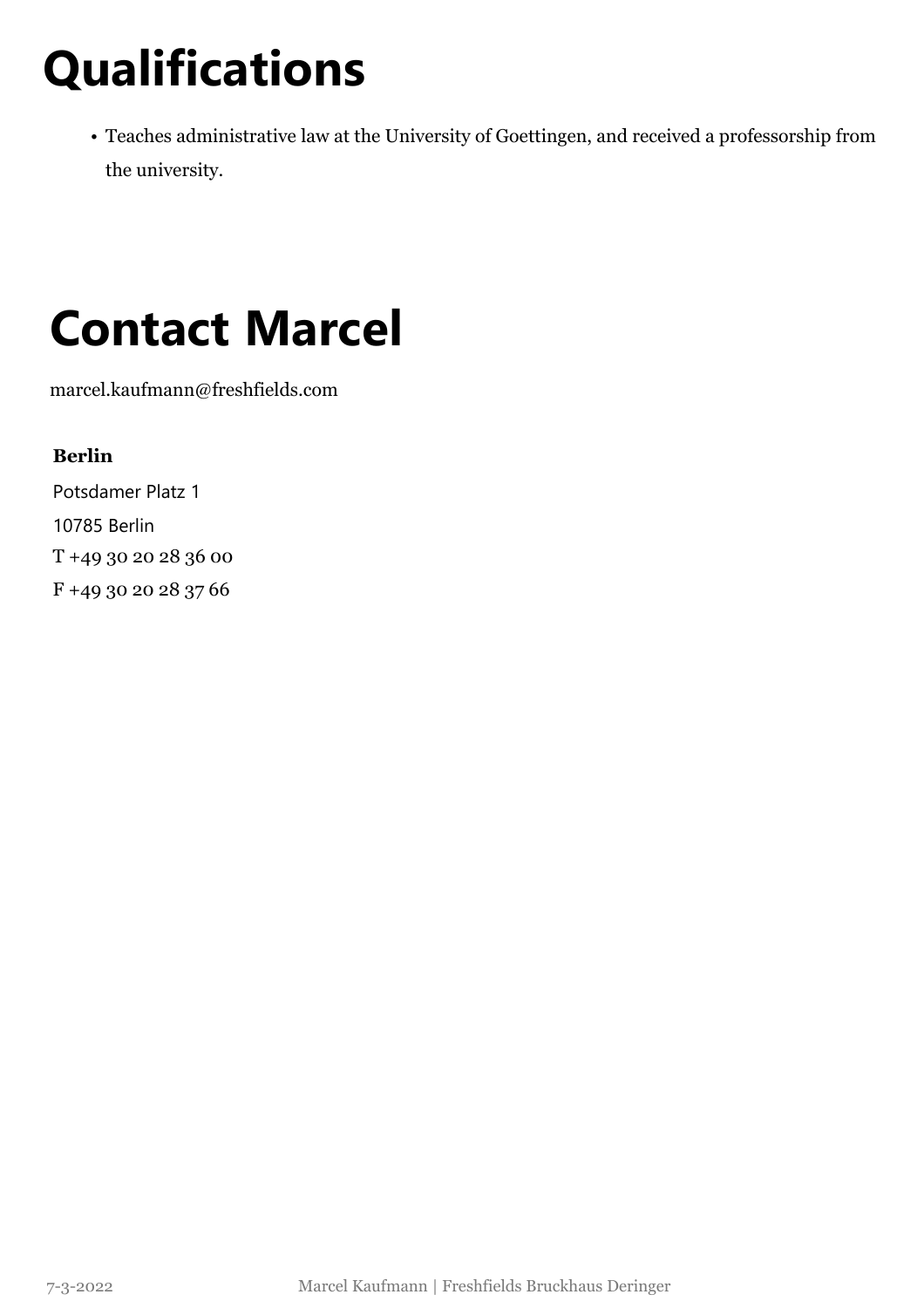# Qualifications

- Teaches administrative law at the University of Goettingen, and received a professorship from the university.

# Contact Marcel

marcel.kaufmann@freshfields.com

**Berlin**

Potsdamer Platz 1

10785 Berlin

T +49 30 20 28 36 00

F +49 30 20 28 37 66